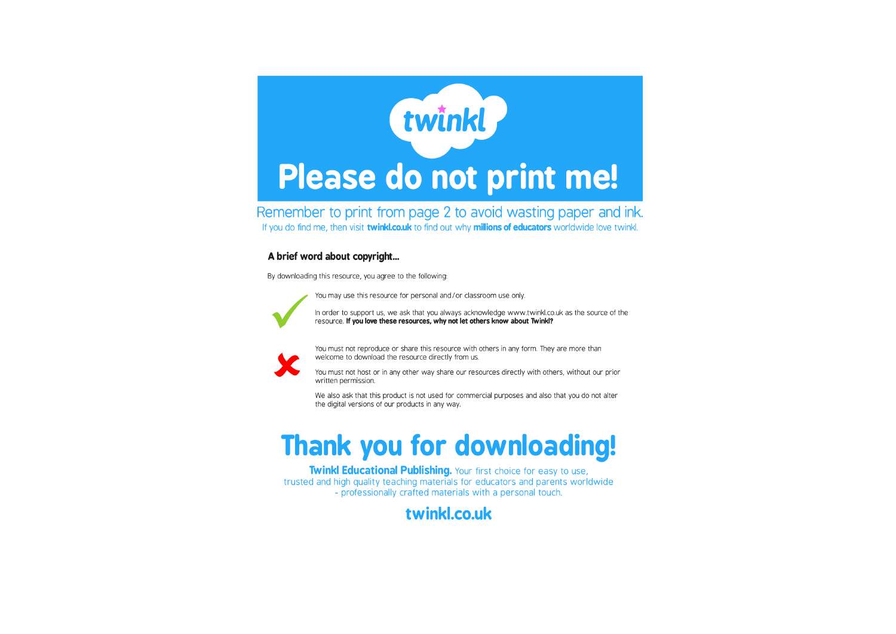twinkl

# Please do not print me!

Remember to print from page 2 to avoid wasting paper and ink.

If you do find me, then visit **twinkl.co.uk** to find out why **millions of educators** worldwide love twinkl.

### A brief word about copyright...

By downloading this resource, you agree to the following:

You may use this resource for personal and/or classroom use only.

In order to support us, we ask that you always acknowledge www.twinkl.co.uk as the source of the resource. **If you love these resources, why not let others know about Twinkl?**

You must not reproduce or share this resource with others in any form. They are more than welcome to download the resource directly from us.

You must not host or in any other way share our resources directly with others, without our prior written permission.

We also ask that this product is not used for commercial purposes and also that you do not alter the digital versions of our products in any way.

# Thank you for downloading!

**Twinkl Educational Publishing.** Your first choice for easy to use, trusted and high quality teaching materials for educators and parents worldwide - professionally crafted materials with a personal touch.

**twinkl.co.uk**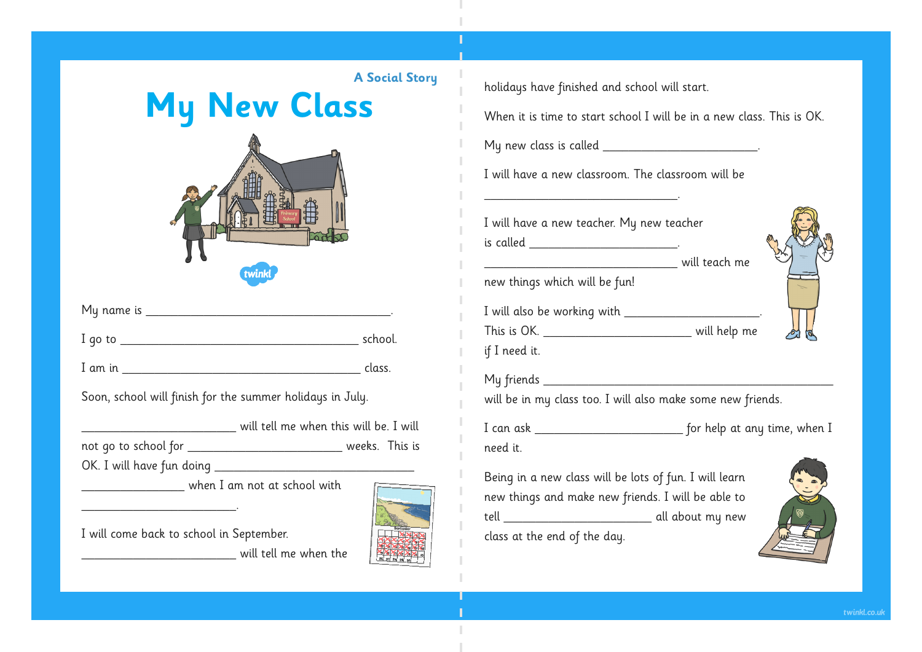A Social Story

# My New Class

My name is ________________________________________.

I go to _______________________________________ school.

I am in _______________________________________ class.

Soon, school will finish for the summer holidays in July.

_________________________ will tell me when this will be. I will not go to school for _________________________ weeks. This is OK. I will have fun doing ________________________________ _________________ when I am not at school with _________________________.

I will come back to school in September. _________________________ will tell me when the holidays have finished and school will start.

When it is time to start school I will be in a new class. This is OK.

My new class is called _________________________.

I will have a new classroom. The classroom will be ________________________________.

I will have a new teacher. My new teacher is called _________________________. ________________________________ will teach me new things which will be fun!

I will also be working with _______________________. This is OK. ________________________ will help me if I need it.

My friends ________________________________________________ will be in my class too. I will also make some new friends.

I can ask ________________________ for help at any time, when I need it.

Being in a new class will be lots of fun. I will learn new things and make new friends. I will be able to tell _________________________ all about my new class at the end of the day.